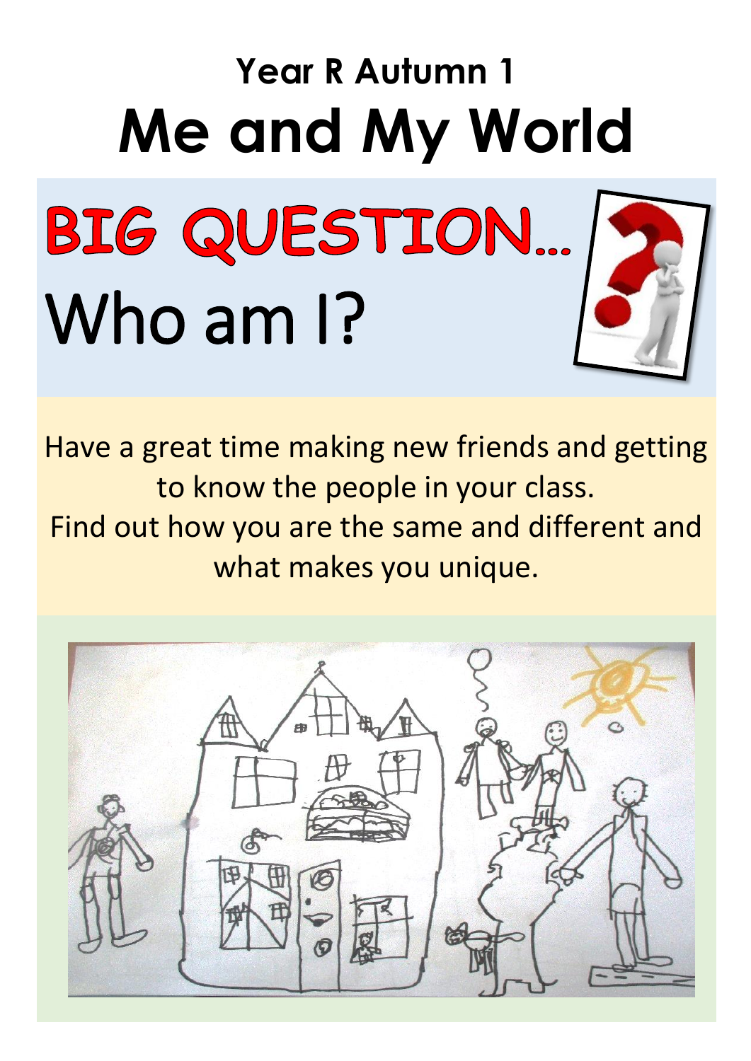## Year R Autumn 1

# Me and My World

## BIG QUESTION…

## Who am I?

Have a great time making new friends and getting to know the people in your class.

Find out how you are the same and different and what makes you unique.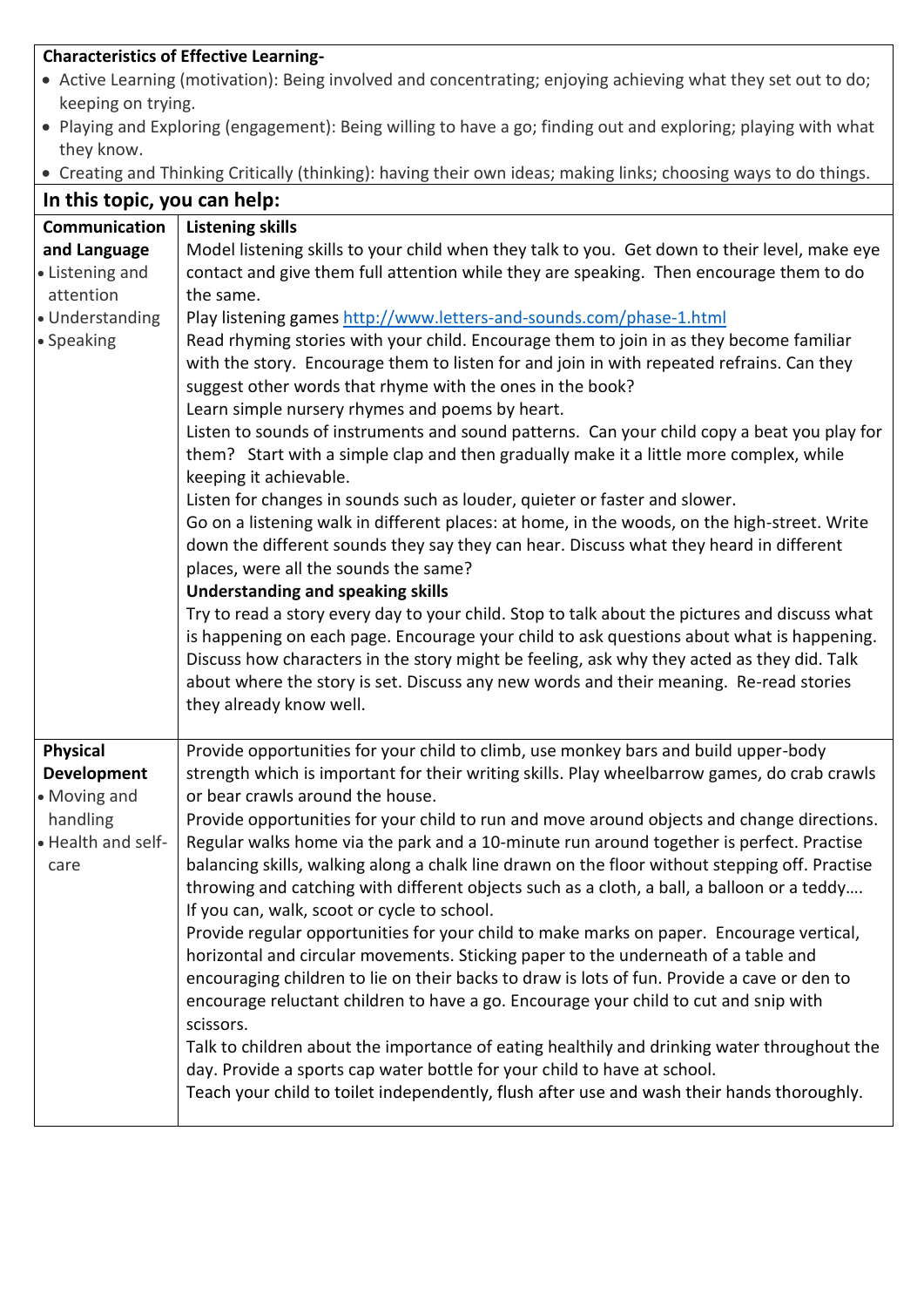**Characteristics of Effective Learning-**

- Active Learning (motivation): Being involved and concentrating; enjoying achieving what they set out to do; keeping on trying.
- Playing and Exploring (engagement): Being willing to have a go; finding out and exploring; playing with what they know.
- Creating and Thinking Critically (thinking): having their own ideas; making links; choosing ways to do things.

## In this topic, you can help:

| | |
|---|---|
| **Communication and Language**<br>• Listening and attention<br>• Understanding<br>• Speaking | **Listening skills**<br>Model listening skills to your child when they talk to you. Get down to their level, make eye contact and give them full attention while they are speaking. Then encourage them to do the same.<br>Play listening games http://www.letters-and-sounds.com/phase-1.html<br>Read rhyming stories with your child. Encourage them to join in as they become familiar with the story. Encourage them to listen for and join in with repeated refrains. Can they suggest other words that rhyme with the ones in the book?<br>Learn simple nursery rhymes and poems by heart.<br>Listen to sounds of instruments and sound patterns. Can your child copy a beat you play for them? Start with a simple clap and then gradually make it a little more complex, while keeping it achievable.<br>Listen for changes in sounds such as louder, quieter or faster and slower.<br>Go on a listening walk in different places: at home, in the woods, on the high-street. Write down the different sounds they say they can hear. Discuss what they heard in different places, were all the sounds the same?<br>**Understanding and speaking skills**<br>Try to read a story every day to your child. Stop to talk about the pictures and discuss what is happening on each page. Encourage your child to ask questions about what is happening. Discuss how characters in the story might be feeling, ask why they acted as they did. Talk about where the story is set. Discuss any new words and their meaning. Re-read stories they already know well. |
| **Physical Development**<br>• Moving and handling<br>• Health and self-care | Provide opportunities for your child to climb, use monkey bars and build upper-body strength which is important for their writing skills. Play wheelbarrow games, do crab crawls or bear crawls around the house.<br>Provide opportunities for your child to run and move around objects and change directions. Regular walks home via the park and a 10-minute run around together is perfect. Practise balancing skills, walking along a chalk line drawn on the floor without stepping off. Practise throwing and catching with different objects such as a cloth, a ball, a balloon or a teddy….<br>If you can, walk, scoot or cycle to school.<br>Provide regular opportunities for your child to make marks on paper. Encourage vertical, horizontal and circular movements. Sticking paper to the underneath of a table and encouraging children to lie on their backs to draw is lots of fun. Provide a cave or den to encourage reluctant children to have a go. Encourage your child to cut and snip with scissors.<br>Talk to children about the importance of eating healthily and drinking water throughout the day. Provide a sports cap water bottle for your child to have at school.<br>Teach your child to toilet independently, flush after use and wash their hands thoroughly. |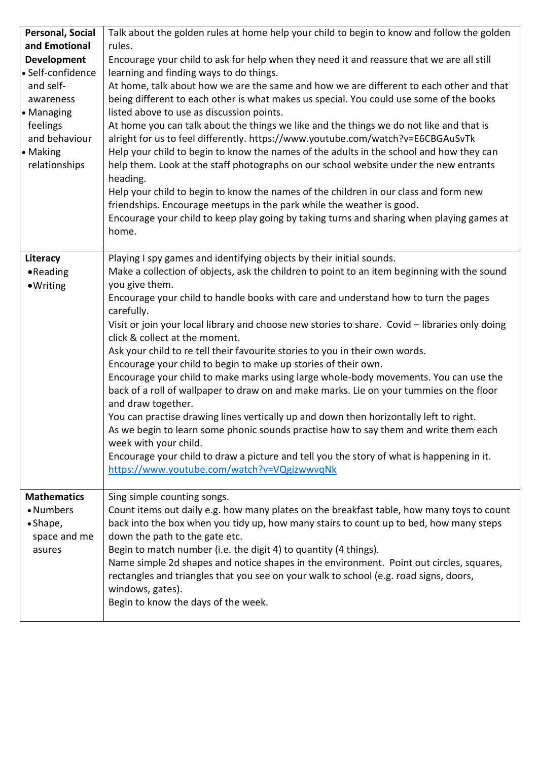| | |
|---|---|
| **Personal, Social and Emotional Development**<br>• Self-confidence and self-awareness<br>• Managing feelings and behaviour<br>• Making relationships | Talk about the golden rules at home help your child to begin to know and follow the golden rules.<br>Encourage your child to ask for help when they need it and reassure that we are all still learning and finding ways to do things.<br>At home, talk about how we are the same and how we are different to each other and that being different to each other is what makes us special. You could use some of the books listed above to use as discussion points.<br>At home you can talk about the things we like and the things we do not like and that is alright for us to feel differently. https://www.youtube.com/watch?v=E6CBGAuSvTk<br>Help your child to begin to know the names of the adults in the school and how they can help them. Look at the staff photographs on our school website under the new entrants heading.<br>Help your child to begin to know the names of the children in our class and form new friendships. Encourage meetups in the park while the weather is good.<br>Encourage your child to keep play going by taking turns and sharing when playing games at home. |
| **Literacy**<br>• Reading<br>• Writing | Playing I spy games and identifying objects by their initial sounds.<br>Make a collection of objects, ask the children to point to an item beginning with the sound you give them.<br>Encourage your child to handle books with care and understand how to turn the pages carefully.<br>Visit or join your local library and choose new stories to share.  Covid – libraries only doing click & collect at the moment.<br>Ask your child to re tell their favourite stories to you in their own words.<br>Encourage your child to begin to make up stories of their own.<br>Encourage your child to make marks using large whole-body movements. You can use the back of a roll of wallpaper to draw on and make marks. Lie on your tummies on the floor and draw together.<br>You can practise drawing lines vertically up and down then horizontally left to right.<br>As we begin to learn some phonic sounds practise how to say them and write them each week with your child.<br>Encourage your child to draw a picture and tell you the story of what is happening in it.<br>https://www.youtube.com/watch?v=VQgizwwvqNk |
| **Mathematics**<br>• Numbers<br>• Shape, space and measures | Sing simple counting songs.<br>Count items out daily e.g. how many plates on the breakfast table, how many toys to count back into the box when you tidy up, how many stairs to count up to bed, how many steps down the path to the gate etc.<br>Begin to match number (i.e. the digit 4) to quantity (4 things).<br>Name simple 2d shapes and notice shapes in the environment.  Point out circles, squares, rectangles and triangles that you see on your walk to school (e.g. road signs, doors, windows, gates).<br>Begin to know the days of the week. |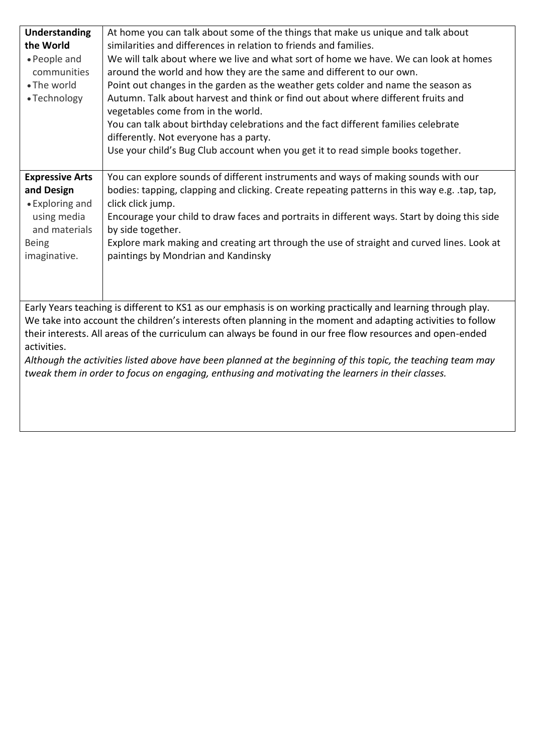| | |
|---|---|
| **Understanding the World**<br>• People and communities<br>• The world<br>• Technology | At home you can talk about some of the things that make us unique and talk about similarities and differences in relation to friends and families.<br>We will talk about where we live and what sort of home we have. We can look at homes around the world and how they are the same and different to our own.<br>Point out changes in the garden as the weather gets colder and name the season as Autumn. Talk about harvest and think or find out about where different fruits and vegetables come from in the world.<br>You can talk about birthday celebrations and the fact different families celebrate differently. Not everyone has a party.<br>Use your child's Bug Club account when you get it to read simple books together. |
| **Expressive Arts and Design**<br>• Exploring and using media and materials<br>Being imaginative. | You can explore sounds of different instruments and ways of making sounds with our bodies: tapping, clapping and clicking. Create repeating patterns in this way e.g. .tap, tap, click click jump.<br>Encourage your child to draw faces and portraits in different ways. Start by doing this side by side together.<br>Explore mark making and creating art through the use of straight and curved lines. Look at paintings by Mondrian and Kandinsky |

Early Years teaching is different to KS1 as our emphasis is on working practically and learning through play. We take into account the children's interests often planning in the moment and adapting activities to follow their interests. All areas of the curriculum can always be found in our free flow resources and open-ended activities.

*Although the activities listed above have been planned at the beginning of this topic, the teaching team may tweak them in order to focus on engaging, enthusing and motivating the learners in their classes.*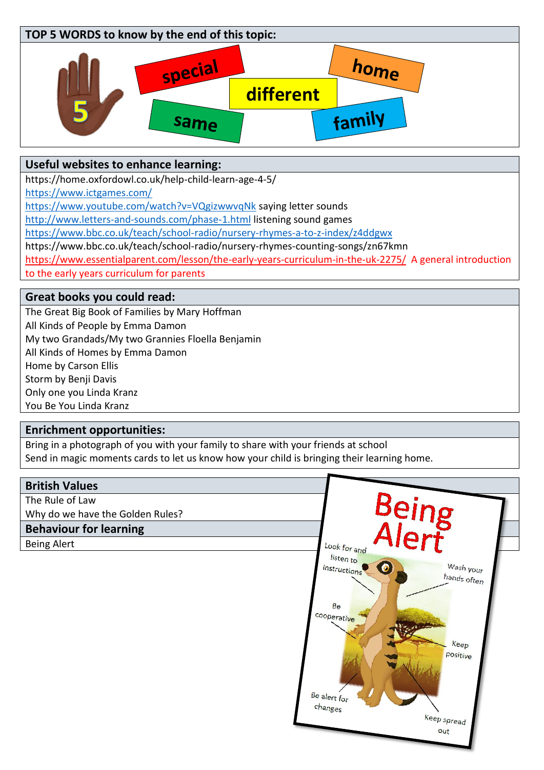## TOP 5 WORDS to know by the end of this topic:

5

special

different

home

same

family

## Useful websites to enhance learning:

https://home.oxfordowl.co.uk/help-child-learn-age-4-5/
https://www.ictgames.com/
https://www.youtube.com/watch?v=VQgizwwvqNk saying letter sounds
http://www.letters-and-sounds.com/phase-1.html listening sound games
https://www.bbc.co.uk/teach/school-radio/nursery-rhymes-a-to-z-index/z4ddgwx
https://www.bbc.co.uk/teach/school-radio/nursery-rhymes-counting-songs/zn67kmn
https://www.essentialparent.com/lesson/the-early-years-curriculum-in-the-uk-2275/ A general introduction to the early years curriculum for parents

## Great books you could read:

The Great Big Book of Families by Mary Hoffman
All Kinds of People by Emma Damon
My two Grandads/My two Grannies Floella Benjamin
All Kinds of Homes by Emma Damon
Home by Carson Ellis
Storm by Benji Davis
Only one you Linda Kranz
You Be You Linda Kranz

## Enrichment opportunities:

Bring in a photograph of you with your family to share with your friends at school
Send in magic moments cards to let us know how your child is bringing their learning home.

## British Values

The Rule of Law
Why do we have the Golden Rules?

## Behaviour for learning

Being Alert

Being Alert

Look for and listen to instructions

Wash your hands often

Be cooperative

Keep positive

Be alert for changes

Keep spread out